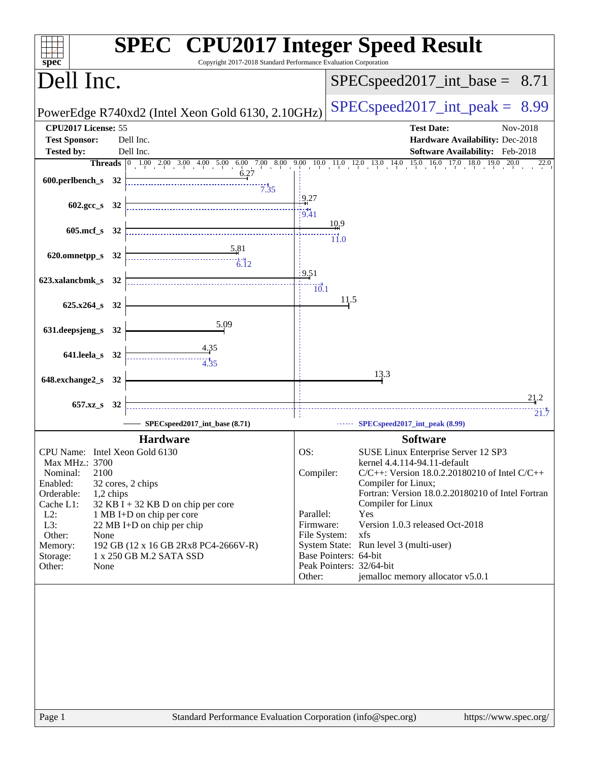# SPEC CPU2017 Integer Speed Result

Copyright 2017-2018 Standard Performance Evaluation Corporation

## Dell Inc.

PowerEdge R740xd2 (Intel Xeon Gold 6130, 2.10GHz)

SPECspeed2017_int_base = 8.71

SPECspeed2017_int_peak = 8.99

| | | | |
|---|---|---|---|
| **CPU2017 License:** | 55 | **Test Date:** | Nov-2018 |
| **Test Sponsor:** | Dell Inc. | **Hardware Availability:** | Dec-2018 |
| **Tested by:** | Dell Inc. | **Software Availability:** | Feb-2018 |

| Benchmark | Threads | Base | Peak |
|---|---|---|---|
| 600.perlbench_s | 32 | 6.27 | 7.35 |
| 602.gcc_s | 32 | 9.27 | 9.41 |
| 605.mcf_s | 32 | 10.9 | 11.0 |
| 620.omnetpp_s | 32 | 5.81 | 6.12 |
| 623.xalancbmk_s | 32 | 9.51 | 10.1 |
| 625.x264_s | 32 | 11.5 | |
| 631.deepsjeng_s | 32 | 5.09 | |
| 641.leela_s | 32 | 4.35 | 4.35 |
| 648.exchange2_s | 32 | 13.3 | |
| 657.xz_s | 32 | 21.2 | 21.7 |

SPECspeed2017_int_base (8.71) — SPECspeed2017_int_peak (8.99)

### Hardware

- **CPU Name:** Intel Xeon Gold 6130
- **Max MHz.:** 3700
- **Nominal:** 2100
- **Enabled:** 32 cores, 2 chips
- **Orderable:** 1,2 chips
- **Cache L1:** 32 KB I + 32 KB D on chip per core
- **L2:** 1 MB I+D on chip per core
- **L3:** 22 MB I+D on chip per chip
- **Other:** None
- **Memory:** 192 GB (12 x 16 GB 2Rx8 PC4-2666V-R)
- **Storage:** 1 x 250 GB M.2 SATA SSD
- **Other:** None

### Software

- **OS:** SUSE Linux Enterprise Server 12 SP3 kernel 4.4.114-94.11-default
- **Compiler:** C/C++: Version 18.0.2.20180210 of Intel C/C++ Compiler for Linux; Fortran: Version 18.0.2.20180210 of Intel Fortran Compiler for Linux
- **Parallel:** Yes
- **Firmware:** Version 1.0.3 released Oct-2018
- **File System:** xfs
- **System State:** Run level 3 (multi-user)
- **Base Pointers:** 64-bit
- **Peak Pointers:** 32/64-bit
- **Other:** jemalloc memory allocator v5.0.1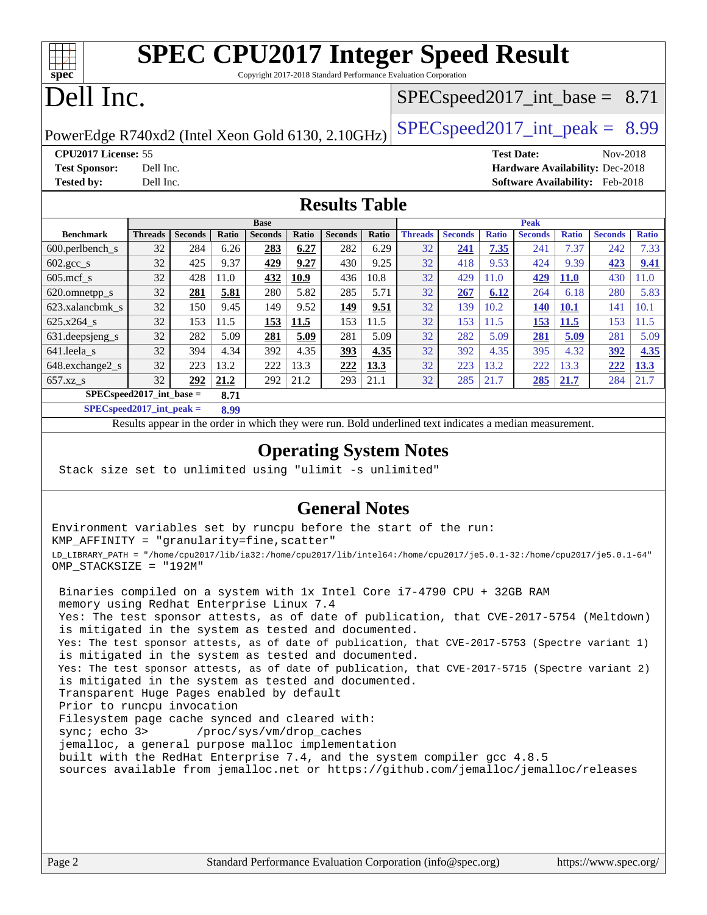# SPEC CPU2017 Integer Speed Result

Copyright 2017-2018 Standard Performance Evaluation Corporation

# Dell Inc.

PowerEdge R740xd2 (Intel Xeon Gold 6130, 2.10GHz)

SPECspeed2017_int_base = 8.71

SPECspeed2017_int_peak = 8.99

**CPU2017 License:** 55
**Test Sponsor:** Dell Inc.
**Tested by:** Dell Inc.

**Test Date:** Nov-2018
**Hardware Availability:** Dec-2018
**Software Availability:** Feb-2018

## Results Table

| | Base | | | | | | | Peak | | | | | | |
|---|---|---|---|---|---|---|---|---|---|---|---|---|---|---|
| **Benchmark** | **Threads** | **Seconds** | **Ratio** | **Seconds** | **Ratio** | **Seconds** | **Ratio** | **Threads** | **Seconds** | **Ratio** | **Seconds** | **Ratio** | **Seconds** | **Ratio** |
| 600.perlbench_s | 32 | 284 | 6.26 | **283** | **6.27** | 282 | 6.29 | 32 | **241** | **7.35** | 241 | 7.37 | 242 | 7.33 |
| 602.gcc_s | 32 | 425 | 9.37 | **429** | **9.27** | 430 | 9.25 | 32 | 418 | 9.53 | 424 | 9.39 | **423** | **9.41** |
| 605.mcf_s | 32 | 428 | 11.0 | **432** | **10.9** | 436 | 10.8 | 32 | 429 | 11.0 | **429** | **11.0** | 430 | 11.0 |
| 620.omnetpp_s | 32 | **281** | **5.81** | 280 | 5.82 | 285 | 5.71 | 32 | **267** | **6.12** | 264 | 6.18 | 280 | 5.83 |
| 623.xalancbmk_s | 32 | 150 | 9.45 | 149 | 9.52 | **149** | **9.51** | 32 | 139 | 10.2 | **140** | **10.1** | 141 | 10.1 |
| 625.x264_s | 32 | 153 | 11.5 | **153** | **11.5** | 153 | 11.5 | 32 | 153 | 11.5 | **153** | **11.5** | 153 | 11.5 |
| 631.deepsjeng_s | 32 | 282 | 5.09 | **281** | **5.09** | 281 | 5.09 | 32 | 282 | 5.09 | **281** | **5.09** | 281 | 5.09 |
| 641.leela_s | 32 | 394 | 4.34 | 392 | 4.35 | **393** | **4.35** | 32 | 392 | 4.35 | 395 | 4.32 | **392** | **4.35** |
| 648.exchange2_s | 32 | 223 | 13.2 | 222 | 13.3 | **222** | **13.3** | 32 | 223 | 13.2 | 222 | 13.3 | **222** | **13.3** |
| 657.xz_s | 32 | **292** | **21.2** | 292 | 21.2 | 293 | 21.1 | 32 | 285 | 21.7 | **285** | **21.7** | 284 | 21.7 |

**SPECspeed2017_int_base = 8.71**

**SPECspeed2017_int_peak = 8.99**

Results appear in the order in which they were run. Bold underlined text indicates a median measurement.

## Operating System Notes

```
Stack size set to unlimited using "ulimit -s unlimited"
```

## General Notes

```
Environment variables set by runcpu before the start of the run:
KMP_AFFINITY = "granularity=fine,scatter"
LD_LIBRARY_PATH = "/home/cpu2017/lib/ia32:/home/cpu2017/lib/intel64:/home/cpu2017/je5.0.1-32:/home/cpu2017/je5.0.1-64"
OMP_STACKSIZE = "192M"

 Binaries compiled on a system with 1x Intel Core i7-4790 CPU + 32GB RAM
 memory using Redhat Enterprise Linux 7.4
 Yes: The test sponsor attests, as of date of publication, that CVE-2017-5754 (Meltdown)
 is mitigated in the system as tested and documented.
 Yes: The test sponsor attests, as of date of publication, that CVE-2017-5753 (Spectre variant 1)
 is mitigated in the system as tested and documented.
 Yes: The test sponsor attests, as of date of publication, that CVE-2017-5715 (Spectre variant 2)
 is mitigated in the system as tested and documented.
 Transparent Huge Pages enabled by default
 Prior to runcpu invocation
 Filesystem page cache synced and cleared with:
 sync; echo 3>       /proc/sys/vm/drop_caches
 jemalloc, a general purpose malloc implementation
 built with the RedHat Enterprise 7.4, and the system compiler gcc 4.8.5
 sources available from jemalloc.net or https://github.com/jemalloc/jemalloc/releases
```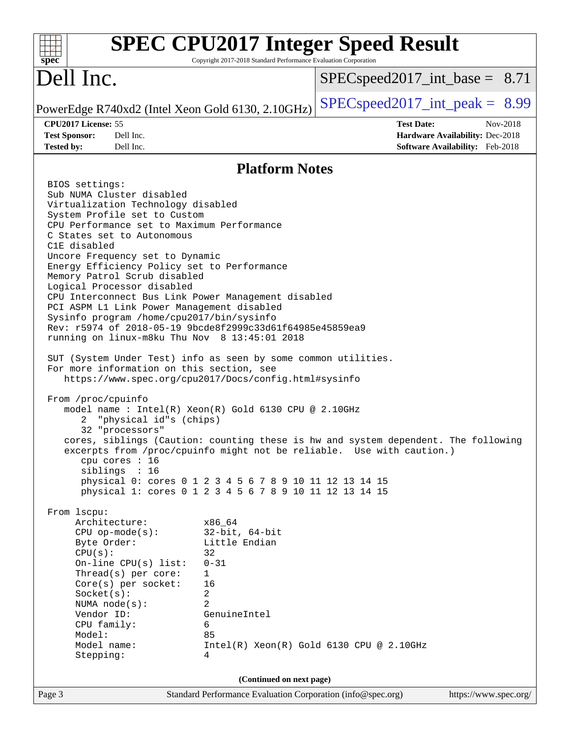## Platform Notes

```
BIOS settings:
Sub NUMA Cluster disabled
Virtualization Technology disabled
System Profile set to Custom
CPU Performance set to Maximum Performance
C States set to Autonomous
C1E disabled
Uncore Frequency set to Dynamic
Energy Efficiency Policy set to Performance
Memory Patrol Scrub disabled
Logical Processor disabled
CPU Interconnect Bus Link Power Management disabled
PCI ASPM L1 Link Power Management disabled
Sysinfo program /home/cpu2017/bin/sysinfo
Rev: r5974 of 2018-05-19 9bcde8f2999c33d61f64985e45859ea9
running on linux-m8ku Thu Nov  8 13:45:01 2018

SUT (System Under Test) info as seen by some common utilities.
For more information on this section, see
   https://www.spec.org/cpu2017/Docs/config.html#sysinfo

From /proc/cpuinfo
   model name : Intel(R) Xeon(R) Gold 6130 CPU @ 2.10GHz
      2  "physical id"s (chips)
      32 "processors"
   cores, siblings (Caution: counting these is hw and system dependent. The following
   excerpts from /proc/cpuinfo might not be reliable.  Use with caution.)
      cpu cores : 16
      siblings  : 16
      physical 0: cores 0 1 2 3 4 5 6 7 8 9 10 11 12 13 14 15
      physical 1: cores 0 1 2 3 4 5 6 7 8 9 10 11 12 13 14 15

From lscpu:
     Architecture:          x86_64
     CPU op-mode(s):        32-bit, 64-bit
     Byte Order:            Little Endian
     CPU(s):                32
     On-line CPU(s) list:   0-31
     Thread(s) per core:    1
     Core(s) per socket:    16
     Socket(s):             2
     NUMA node(s):          2
     Vendor ID:             GenuineIntel
     CPU family:            6
     Model:                 85
     Model name:            Intel(R) Xeon(R) Gold 6130 CPU @ 2.10GHz
     Stepping:              4
```

(Continued on next page)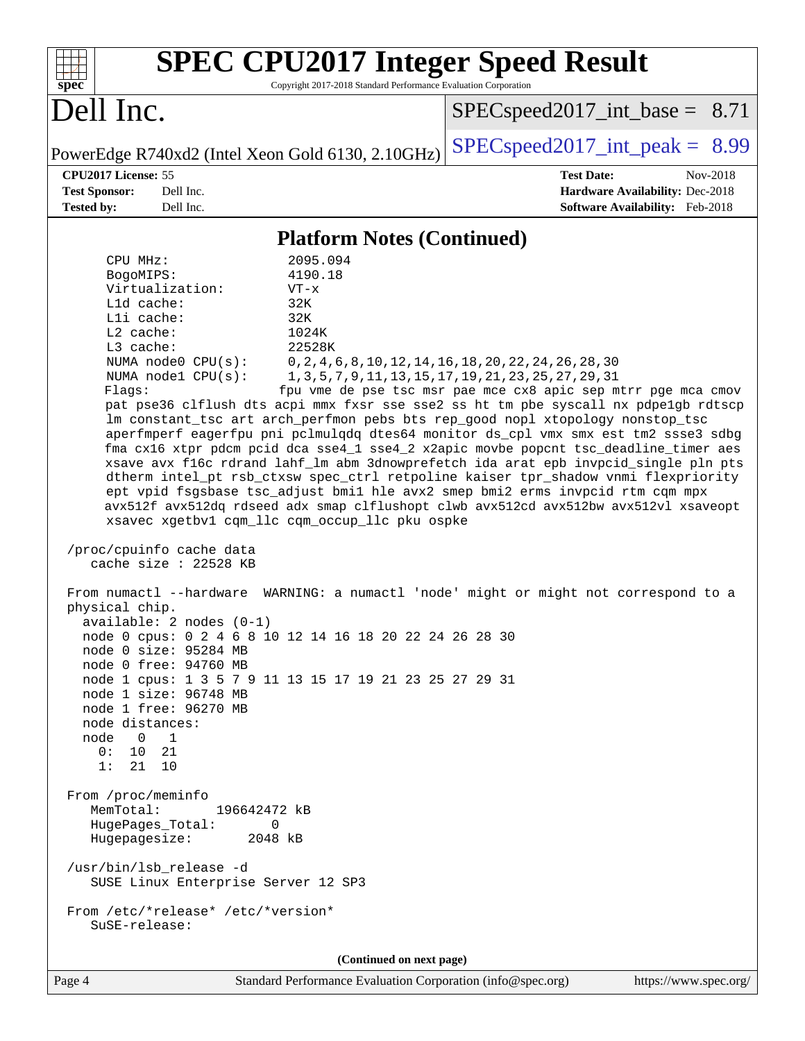# SPEC CPU2017 Integer Speed Result

Copyright 2017-2018 Standard Performance Evaluation Corporation

# Dell Inc.

PowerEdge R740xd2 (Intel Xeon Gold 6130, 2.10GHz)

SPECspeed2017_int_base = 8.71

SPECspeed2017_int_peak = 8.99

**CPU2017 License:** 55
**Test Sponsor:** Dell Inc.
**Tested by:** Dell Inc.

**Test Date:** Nov-2018
**Hardware Availability:** Dec-2018
**Software Availability:** Feb-2018

## Platform Notes (Continued)

```
     CPU MHz:               2095.094
     BogoMIPS:              4190.18
     Virtualization:        VT-x
     L1d cache:             32K
     L1i cache:             32K
     L2 cache:              1024K
     L3 cache:              22528K
     NUMA node0 CPU(s):     0,2,4,6,8,10,12,14,16,18,20,22,24,26,28,30
     NUMA node1 CPU(s):     1,3,5,7,9,11,13,15,17,19,21,23,25,27,29,31
     Flags:                 fpu vme de pse tsc msr pae mce cx8 apic sep mtrr pge mca cmov
     pat pse36 clflush dts acpi mmx fxsr sse sse2 ss ht tm pbe syscall nx pdpe1gb rdtscp
     lm constant_tsc art arch_perfmon pebs bts rep_good nopl xtopology nonstop_tsc
     aperfmperf eagerfpu pni pclmulqdq dtes64 monitor ds_cpl vmx smx est tm2 ssse3 sdbg
     fma cx16 xtpr pdcm pcid dca sse4_1 sse4_2 x2apic movbe popcnt tsc_deadline_timer aes
     xsave avx f16c rdrand lahf_lm abm 3dnowprefetch ida arat epb invpcid_single pln pts
     dtherm intel_pt rsb_ctxsw spec_ctrl retpoline kaiser tpr_shadow vnmi flexpriority
     ept vpid fsgsbase tsc_adjust bmi1 hle avx2 smep bmi2 erms invpcid rtm cqm mpx
     avx512f avx512dq rdseed adx smap clflushopt clwb avx512cd avx512bw avx512vl xsaveopt
     xsavec xgetbv1 cqm_llc cqm_occup_llc pku ospke

 /proc/cpuinfo cache data
    cache size : 22528 KB

 From numactl --hardware  WARNING: a numactl 'node' might or might not correspond to a
 physical chip.
   available: 2 nodes (0-1)
   node 0 cpus: 0 2 4 6 8 10 12 14 16 18 20 22 24 26 28 30
   node 0 size: 95284 MB
   node 0 free: 94760 MB
   node 1 cpus: 1 3 5 7 9 11 13 15 17 19 21 23 25 27 29 31
   node 1 size: 96748 MB
   node 1 free: 96270 MB
   node distances:
   node   0   1
     0:  10  21
     1:  21  10

 From /proc/meminfo
    MemTotal:       196642472 kB
    HugePages_Total:       0
    Hugepagesize:       2048 kB

 /usr/bin/lsb_release -d
    SUSE Linux Enterprise Server 12 SP3

 From /etc/*release* /etc/*version*
    SuSE-release:
```

**(Continued on next page)**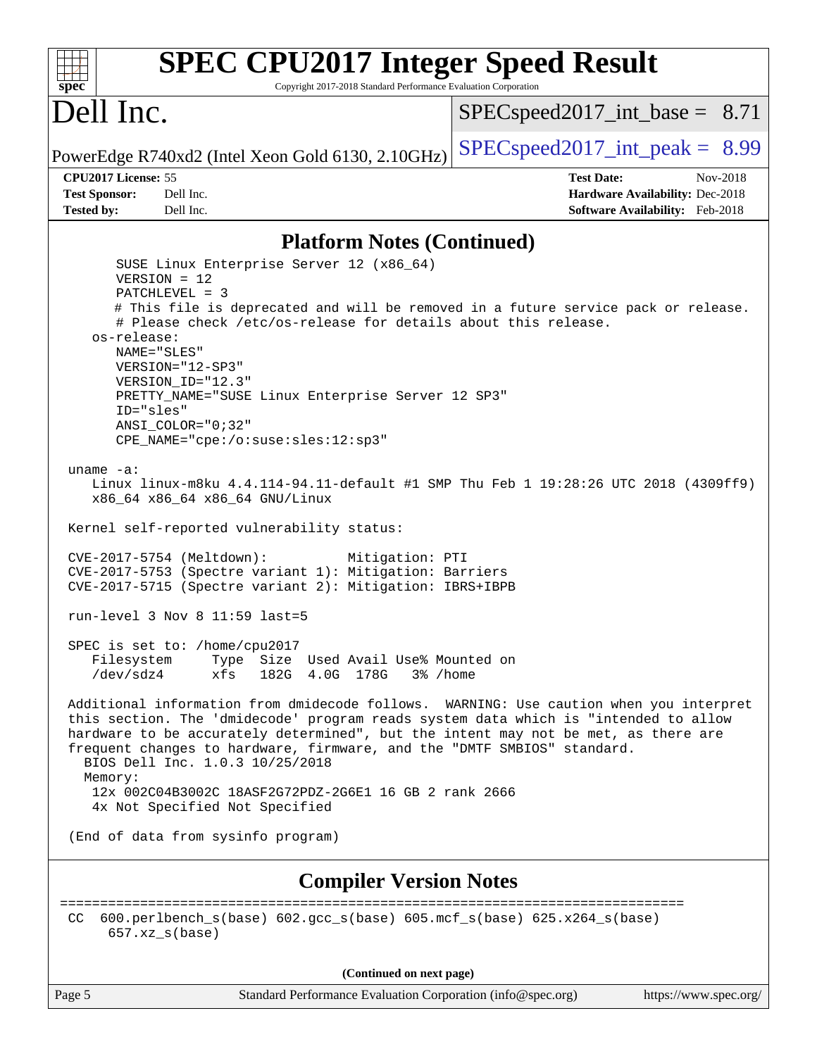## Platform Notes (Continued)

```
        SUSE Linux Enterprise Server 12 (x86_64)
        VERSION = 12
        PATCHLEVEL = 3
        # This file is deprecated and will be removed in a future service pack or release.
        # Please check /etc/os-release for details about this release.
    os-release:
        NAME="SLES"
        VERSION="12-SP3"
        VERSION_ID="12.3"
        PRETTY_NAME="SUSE Linux Enterprise Server 12 SP3"
        ID="sles"
        ANSI_COLOR="0;32"
        CPE_NAME="cpe:/o:suse:sles:12:sp3"

 uname -a:
    Linux linux-m8ku 4.4.114-94.11-default #1 SMP Thu Feb 1 19:28:26 UTC 2018 (4309ff9)
    x86_64 x86_64 x86_64 GNU/Linux

 Kernel self-reported vulnerability status:

 CVE-2017-5754 (Meltdown):          Mitigation: PTI
 CVE-2017-5753 (Spectre variant 1): Mitigation: Barriers
 CVE-2017-5715 (Spectre variant 2): Mitigation: IBRS+IBPB

 run-level 3 Nov 8 11:59 last=5

 SPEC is set to: /home/cpu2017
    Filesystem     Type  Size  Used Avail Use% Mounted on
    /dev/sdz4      xfs   182G  4.0G  178G   3% /home

 Additional information from dmidecode follows.  WARNING: Use caution when you interpret
 this section. The 'dmidecode' program reads system data which is "intended to allow
 hardware to be accurately determined", but the intent may not be met, as there are
 frequent changes to hardware, firmware, and the "DMTF SMBIOS" standard.
   BIOS Dell Inc. 1.0.3 10/25/2018
   Memory:
    12x 002C04B3002C 18ASF2G72PDZ-2G6E1 16 GB 2 rank 2666
    4x Not Specified Not Specified

 (End of data from sysinfo program)
```

## Compiler Version Notes

```
==============================================================================
 CC  600.perlbench_s(base) 602.gcc_s(base) 605.mcf_s(base) 625.x264_s(base)
      657.xz_s(base)
```

(Continued on next page)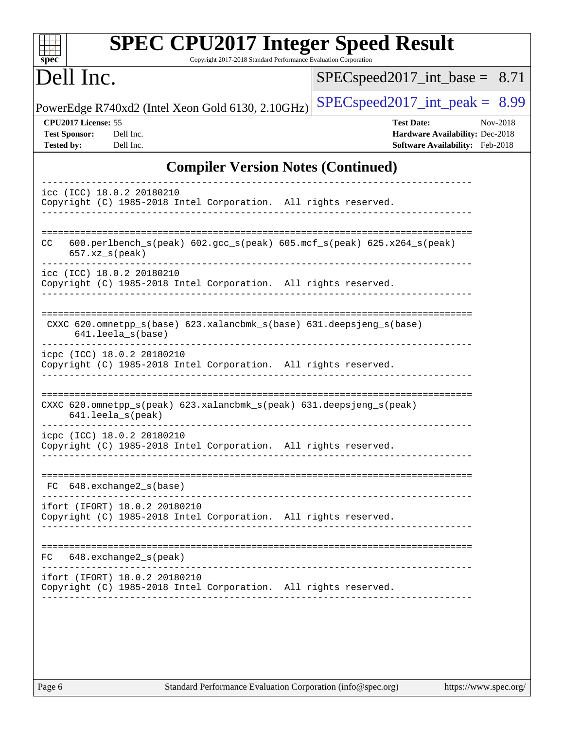# SPEC CPU2017 Integer Speed Result

Copyright 2017-2018 Standard Performance Evaluation Corporation

## Dell Inc.

PowerEdge R740xd2 (Intel Xeon Gold 6130, 2.10GHz)

SPECspeed2017_int_base = 8.71

SPECspeed2017_int_peak = 8.99

**CPU2017 License:** 55
**Test Sponsor:** Dell Inc.
**Tested by:** Dell Inc.

**Test Date:** Nov-2018
**Hardware Availability:** Dec-2018
**Software Availability:** Feb-2018

## Compiler Version Notes (Continued)

```
------------------------------------------------------------------------------
icc (ICC) 18.0.2 20180210
Copyright (C) 1985-2018 Intel Corporation.  All rights reserved.
------------------------------------------------------------------------------

==============================================================================
CC   600.perlbench_s(peak) 602.gcc_s(peak) 605.mcf_s(peak) 625.x264_s(peak)
     657.xz_s(peak)
------------------------------------------------------------------------------
icc (ICC) 18.0.2 20180210
Copyright (C) 1985-2018 Intel Corporation.  All rights reserved.
------------------------------------------------------------------------------

==============================================================================
 CXXC 620.omnetpp_s(base) 623.xalancbmk_s(base) 631.deepsjeng_s(base)
      641.leela_s(base)
------------------------------------------------------------------------------
icpc (ICC) 18.0.2 20180210
Copyright (C) 1985-2018 Intel Corporation.  All rights reserved.
------------------------------------------------------------------------------

==============================================================================
CXXC 620.omnetpp_s(peak) 623.xalancbmk_s(peak) 631.deepsjeng_s(peak)
     641.leela_s(peak)
------------------------------------------------------------------------------
icpc (ICC) 18.0.2 20180210
Copyright (C) 1985-2018 Intel Corporation.  All rights reserved.
------------------------------------------------------------------------------

==============================================================================
 FC  648.exchange2_s(base)
------------------------------------------------------------------------------
ifort (IFORT) 18.0.2 20180210
Copyright (C) 1985-2018 Intel Corporation.  All rights reserved.
------------------------------------------------------------------------------

==============================================================================
FC   648.exchange2_s(peak)
------------------------------------------------------------------------------
ifort (IFORT) 18.0.2 20180210
Copyright (C) 1985-2018 Intel Corporation.  All rights reserved.
------------------------------------------------------------------------------
```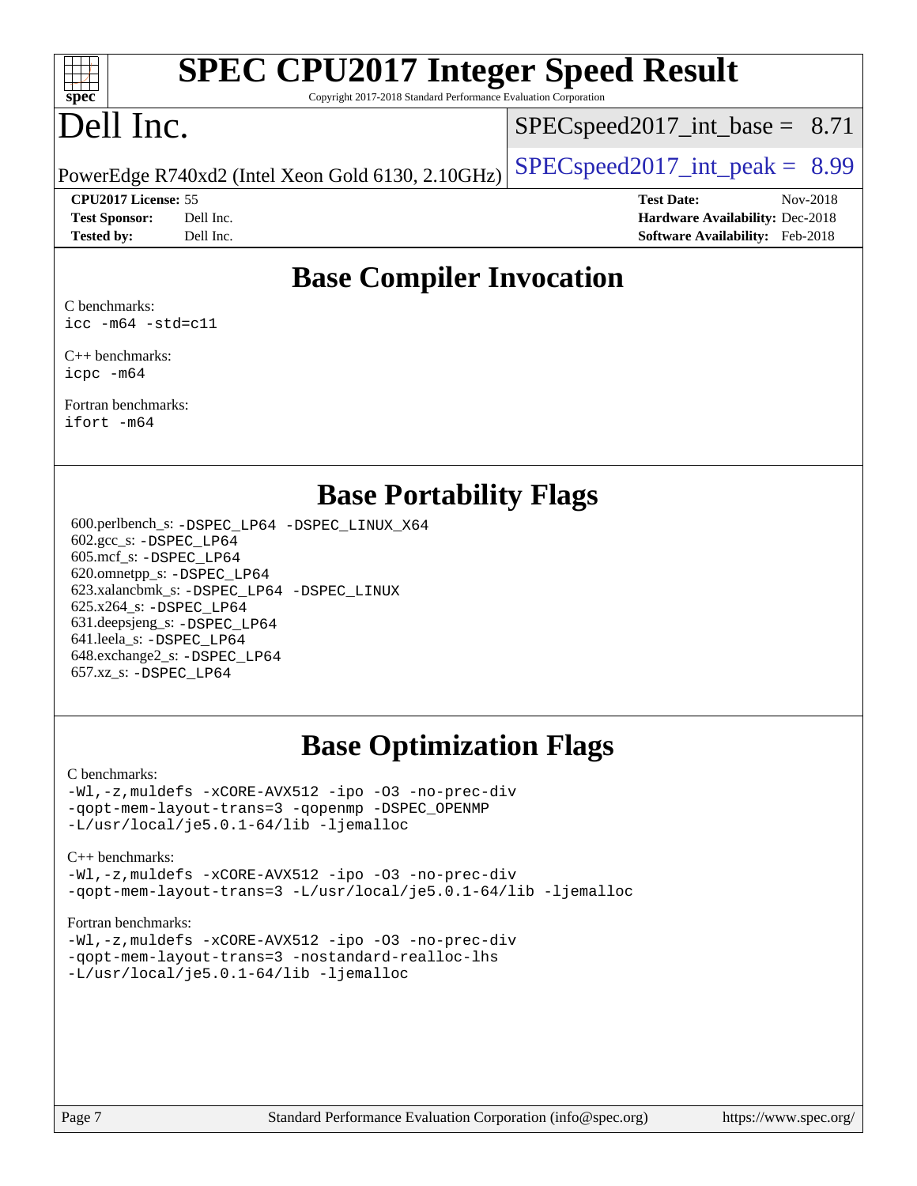# SPEC CPU2017 Integer Speed Result

Copyright 2017-2018 Standard Performance Evaluation Corporation

# Dell Inc.

PowerEdge R740xd2 (Intel Xeon Gold 6130, 2.10GHz)

SPECspeed2017_int_base = 8.71

SPECspeed2017_int_peak = 8.99

**CPU2017 License:** 55
**Test Sponsor:** Dell Inc.
**Tested by:** Dell Inc.

**Test Date:** Nov-2018
**Hardware Availability:** Dec-2018
**Software Availability:** Feb-2018

## Base Compiler Invocation

C benchmarks:
`icc -m64 -std=c11`

C++ benchmarks:
`icpc -m64`

Fortran benchmarks:
`ifort -m64`

## Base Portability Flags

600.perlbench_s: `-DSPEC_LP64 -DSPEC_LINUX_X64`
602.gcc_s: `-DSPEC_LP64`
605.mcf_s: `-DSPEC_LP64`
620.omnetpp_s: `-DSPEC_LP64`
623.xalancbmk_s: `-DSPEC_LP64 -DSPEC_LINUX`
625.x264_s: `-DSPEC_LP64`
631.deepsjeng_s: `-DSPEC_LP64`
641.leela_s: `-DSPEC_LP64`
648.exchange2_s: `-DSPEC_LP64`
657.xz_s: `-DSPEC_LP64`

## Base Optimization Flags

C benchmarks:
```
-Wl,-z,muldefs -xCORE-AVX512 -ipo -O3 -no-prec-div
-qopt-mem-layout-trans=3 -qopenmp -DSPEC_OPENMP
-L/usr/local/je5.0.1-64/lib -ljemalloc
```

C++ benchmarks:
```
-Wl,-z,muldefs -xCORE-AVX512 -ipo -O3 -no-prec-div
-qopt-mem-layout-trans=3 -L/usr/local/je5.0.1-64/lib -ljemalloc
```

Fortran benchmarks:
```
-Wl,-z,muldefs -xCORE-AVX512 -ipo -O3 -no-prec-div
-qopt-mem-layout-trans=3 -nostandard-realloc-lhs
-L/usr/local/je5.0.1-64/lib -ljemalloc
```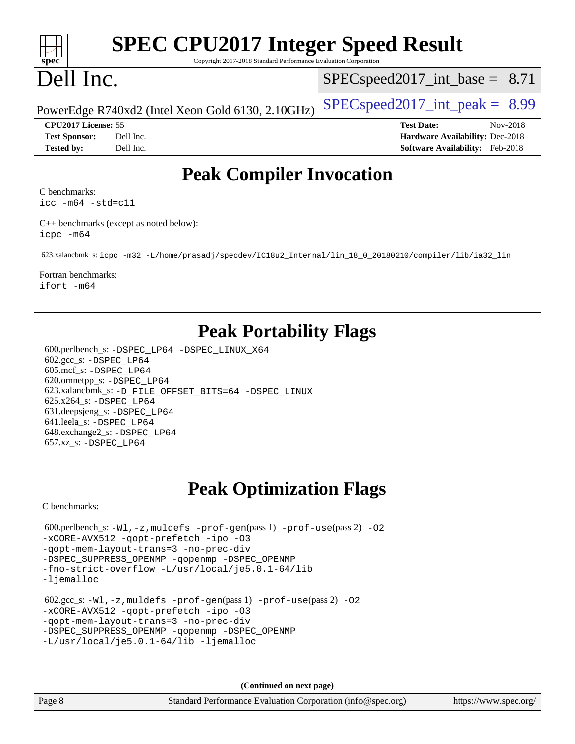# SPEC CPU2017 Integer Speed Result

Copyright 2017-2018 Standard Performance Evaluation Corporation

# Dell Inc.

PowerEdge R740xd2 (Intel Xeon Gold 6130, 2.10GHz)

SPECspeed2017_int_base = 8.71

SPECspeed2017_int_peak = 8.99

**CPU2017 License:** 55
**Test Sponsor:** Dell Inc.
**Tested by:** Dell Inc.

**Test Date:** Nov-2018
**Hardware Availability:** Dec-2018
**Software Availability:** Feb-2018

## Peak Compiler Invocation

C benchmarks:
`icc -m64 -std=c11`

C++ benchmarks (except as noted below):
`icpc -m64`

623.xalancbmk_s: `icpc -m32 -L/home/prasadj/specdev/IC18u2_Internal/lin_18_0_20180210/compiler/lib/ia32_lin`

Fortran benchmarks:
`ifort -m64`

## Peak Portability Flags

600.perlbench_s: `-DSPEC_LP64 -DSPEC_LINUX_X64`
602.gcc_s: `-DSPEC_LP64`
605.mcf_s: `-DSPEC_LP64`
620.omnetpp_s: `-DSPEC_LP64`
623.xalancbmk_s: `-D_FILE_OFFSET_BITS=64 -DSPEC_LINUX`
625.x264_s: `-DSPEC_LP64`
631.deepsjeng_s: `-DSPEC_LP64`
641.leela_s: `-DSPEC_LP64`
648.exchange2_s: `-DSPEC_LP64`
657.xz_s: `-DSPEC_LP64`

## Peak Optimization Flags

C benchmarks:

600.perlbench_s: `-Wl,-z,muldefs -prof-gen`(pass 1) `-prof-use`(pass 2) `-O2 -xCORE-AVX512 -qopt-prefetch -ipo -O3 -qopt-mem-layout-trans=3 -no-prec-div -DSPEC_SUPPRESS_OPENMP -qopenmp -DSPEC_OPENMP -fno-strict-overflow -L/usr/local/je5.0.1-64/lib -ljemalloc`

602.gcc_s: `-Wl,-z,muldefs -prof-gen`(pass 1) `-prof-use`(pass 2) `-O2 -xCORE-AVX512 -qopt-prefetch -ipo -O3 -qopt-mem-layout-trans=3 -no-prec-div -DSPEC_SUPPRESS_OPENMP -qopenmp -DSPEC_OPENMP -L/usr/local/je5.0.1-64/lib -ljemalloc`

**(Continued on next page)**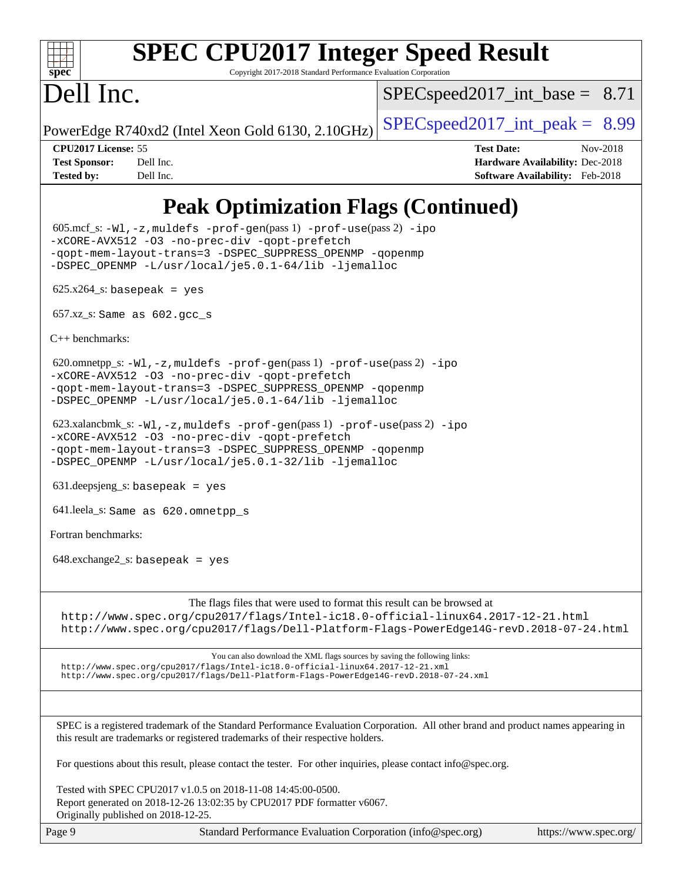# Peak Optimization Flags (Continued)

605.mcf_s: -Wl,-z,muldefs -prof-gen(pass 1) -prof-use(pass 2) -ipo -xCORE-AVX512 -O3 -no-prec-div -qopt-prefetch -qopt-mem-layout-trans=3 -DSPEC_SUPPRESS_OPENMP -qopenmp -DSPEC_OPENMP -L/usr/local/je5.0.1-64/lib -ljemalloc

625.x264_s: basepeak = yes

657.xz_s: Same as 602.gcc_s

C++ benchmarks:

620.omnetpp_s: -Wl,-z,muldefs -prof-gen(pass 1) -prof-use(pass 2) -ipo -xCORE-AVX512 -O3 -no-prec-div -qopt-prefetch -qopt-mem-layout-trans=3 -DSPEC_SUPPRESS_OPENMP -qopenmp -DSPEC_OPENMP -L/usr/local/je5.0.1-64/lib -ljemalloc

623.xalancbmk_s: -Wl,-z,muldefs -prof-gen(pass 1) -prof-use(pass 2) -ipo -xCORE-AVX512 -O3 -no-prec-div -qopt-prefetch -qopt-mem-layout-trans=3 -DSPEC_SUPPRESS_OPENMP -qopenmp -DSPEC_OPENMP -L/usr/local/je5.0.1-32/lib -ljemalloc

631.deepsjeng_s: basepeak = yes

641.leela_s: Same as 620.omnetpp_s

Fortran benchmarks:

648.exchange2_s: basepeak = yes

The flags files that were used to format this result can be browsed at
http://www.spec.org/cpu2017/flags/Intel-ic18.0-official-linux64.2017-12-21.html
http://www.spec.org/cpu2017/flags/Dell-Platform-Flags-PowerEdge14G-revD.2018-07-24.html

You can also download the XML flags sources by saving the following links:
http://www.spec.org/cpu2017/flags/Intel-ic18.0-official-linux64.2017-12-21.xml
http://www.spec.org/cpu2017/flags/Dell-Platform-Flags-PowerEdge14G-revD.2018-07-24.xml

SPEC is a registered trademark of the Standard Performance Evaluation Corporation. All other brand and product names appearing in this result are trademarks or registered trademarks of their respective holders.

For questions about this result, please contact the tester. For other inquiries, please contact info@spec.org.

Tested with SPEC CPU2017 v1.0.5 on 2018-11-08 14:45:00-0500.
Report generated on 2018-12-26 13:02:35 by CPU2017 PDF formatter v6067.
Originally published on 2018-12-25.